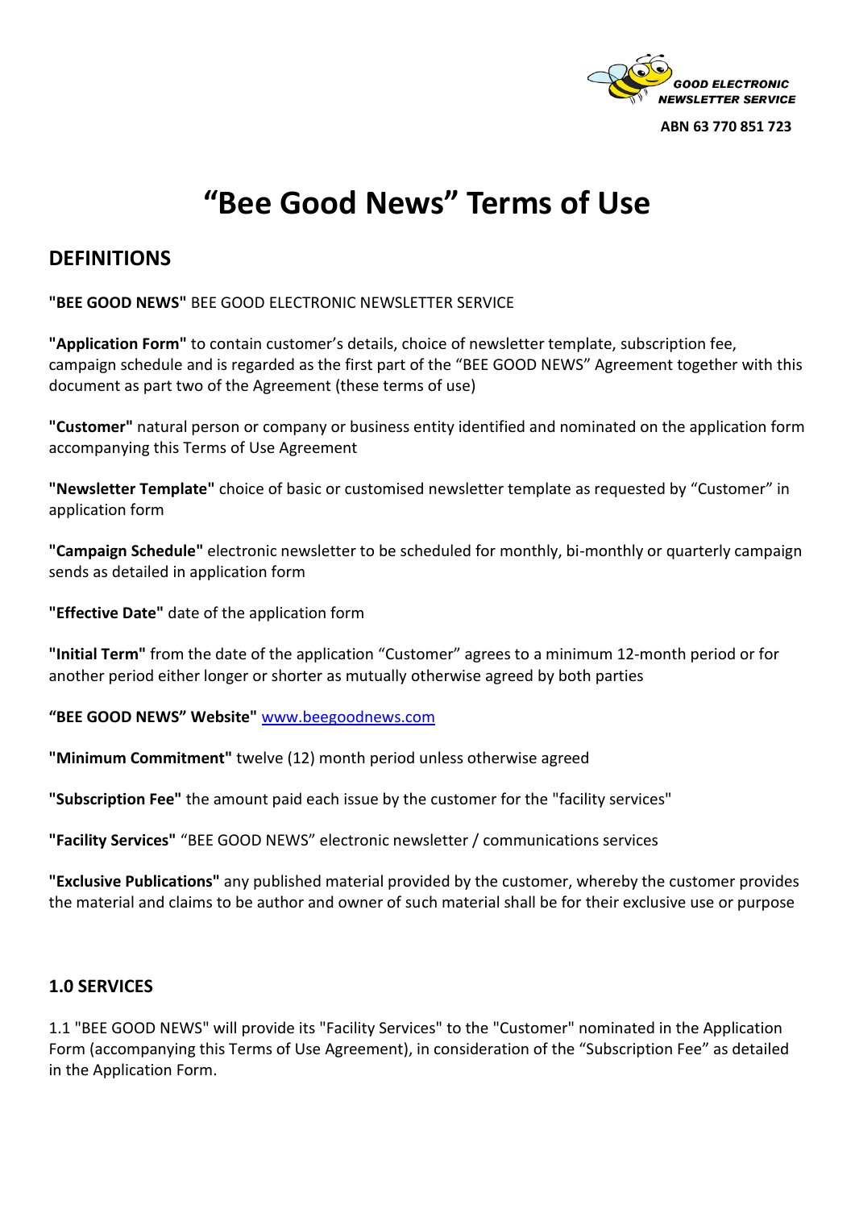GOOD ELECTRONIC NEWSLETTER SERVICE

**ABN 63 770 851 723**

# "Bee Good News" Terms of Use

## DEFINITIONS

**"BEE GOOD NEWS"** BEE GOOD ELECTRONIC NEWSLETTER SERVICE

**"Application Form"** to contain customer's details, choice of newsletter template, subscription fee, campaign schedule and is regarded as the first part of the "BEE GOOD NEWS" Agreement together with this document as part two of the Agreement (these terms of use)

**"Customer"** natural person or company or business entity identified and nominated on the application form accompanying this Terms of Use Agreement

**"Newsletter Template"** choice of basic or customised newsletter template as requested by "Customer" in application form

**"Campaign Schedule"** electronic newsletter to be scheduled for monthly, bi-monthly or quarterly campaign sends as detailed in application form

**"Effective Date"** date of the application form

**"Initial Term"** from the date of the application "Customer" agrees to a minimum 12-month period or for another period either longer or shorter as mutually otherwise agreed by both parties

**"BEE GOOD NEWS" Website"** [www.beegoodnews.com](http://www.beegoodnews.com)

**"Minimum Commitment"** twelve (12) month period unless otherwise agreed

**"Subscription Fee"** the amount paid each issue by the customer for the "facility services"

**"Facility Services"** "BEE GOOD NEWS" electronic newsletter / communications services

**"Exclusive Publications"** any published material provided by the customer, whereby the customer provides the material and claims to be author and owner of such material shall be for their exclusive use or purpose

### 1.0 SERVICES

1.1 "BEE GOOD NEWS" will provide its "Facility Services" to the "Customer" nominated in the Application Form (accompanying this Terms of Use Agreement), in consideration of the "Subscription Fee" as detailed in the Application Form.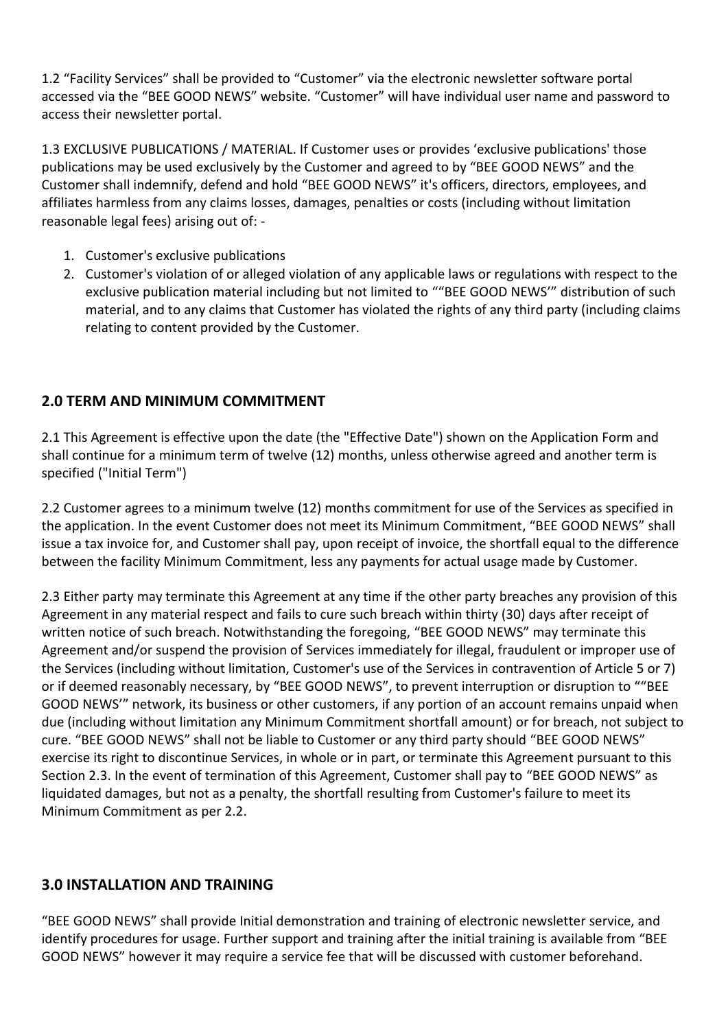1.2 “Facility Services” shall be provided to “Customer” via the electronic newsletter software portal accessed via the “BEE GOOD NEWS” website. “Customer” will have individual user name and password to access their newsletter portal.

1.3 EXCLUSIVE PUBLICATIONS / MATERIAL. If Customer uses or provides ‘exclusive publications' those publications may be used exclusively by the Customer and agreed to by “BEE GOOD NEWS” and the Customer shall indemnify, defend and hold “BEE GOOD NEWS” it's officers, directors, employees, and affiliates harmless from any claims losses, damages, penalties or costs (including without limitation reasonable legal fees) arising out of: -

1. Customer's exclusive publications
2. Customer's violation of or alleged violation of any applicable laws or regulations with respect to the exclusive publication material including but not limited to ““BEE GOOD NEWS’” distribution of such material, and to any claims that Customer has violated the rights of any third party (including claims relating to content provided by the Customer.

## 2.0 TERM AND MINIMUM COMMITMENT

2.1 This Agreement is effective upon the date (the "Effective Date") shown on the Application Form and shall continue for a minimum term of twelve (12) months, unless otherwise agreed and another term is specified ("Initial Term")

2.2 Customer agrees to a minimum twelve (12) months commitment for use of the Services as specified in the application. In the event Customer does not meet its Minimum Commitment, “BEE GOOD NEWS” shall issue a tax invoice for, and Customer shall pay, upon receipt of invoice, the shortfall equal to the difference between the facility Minimum Commitment, less any payments for actual usage made by Customer.

2.3 Either party may terminate this Agreement at any time if the other party breaches any provision of this Agreement in any material respect and fails to cure such breach within thirty (30) days after receipt of written notice of such breach. Notwithstanding the foregoing, “BEE GOOD NEWS” may terminate this Agreement and/or suspend the provision of Services immediately for illegal, fraudulent or improper use of the Services (including without limitation, Customer's use of the Services in contravention of Article 5 or 7) or if deemed reasonably necessary, by “BEE GOOD NEWS”, to prevent interruption or disruption to ““BEE GOOD NEWS’” network, its business or other customers, if any portion of an account remains unpaid when due (including without limitation any Minimum Commitment shortfall amount) or for breach, not subject to cure. “BEE GOOD NEWS” shall not be liable to Customer or any third party should “BEE GOOD NEWS” exercise its right to discontinue Services, in whole or in part, or terminate this Agreement pursuant to this Section 2.3. In the event of termination of this Agreement, Customer shall pay to “BEE GOOD NEWS” as liquidated damages, but not as a penalty, the shortfall resulting from Customer's failure to meet its Minimum Commitment as per 2.2.

## 3.0 INSTALLATION AND TRAINING

“BEE GOOD NEWS” shall provide Initial demonstration and training of electronic newsletter service, and identify procedures for usage. Further support and training after the initial training is available from “BEE GOOD NEWS” however it may require a service fee that will be discussed with customer beforehand.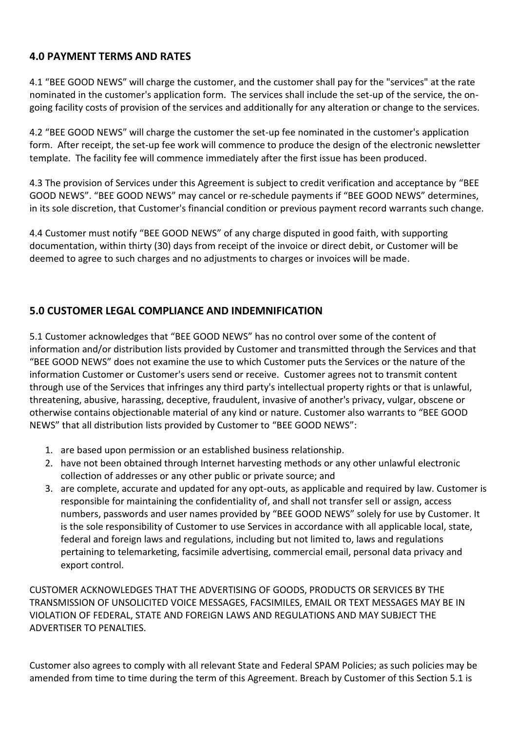## 4.0 PAYMENT TERMS AND RATES

4.1 “BEE GOOD NEWS” will charge the customer, and the customer shall pay for the "services" at the rate nominated in the customer's application form. The services shall include the set-up of the service, the on-going facility costs of provision of the services and additionally for any alteration or change to the services.

4.2 “BEE GOOD NEWS” will charge the customer the set-up fee nominated in the customer's application form. After receipt, the set-up fee work will commence to produce the design of the electronic newsletter template. The facility fee will commence immediately after the first issue has been produced.

4.3 The provision of Services under this Agreement is subject to credit verification and acceptance by “BEE GOOD NEWS”. “BEE GOOD NEWS” may cancel or re-schedule payments if “BEE GOOD NEWS” determines, in its sole discretion, that Customer's financial condition or previous payment record warrants such change.

4.4 Customer must notify “BEE GOOD NEWS” of any charge disputed in good faith, with supporting documentation, within thirty (30) days from receipt of the invoice or direct debit, or Customer will be deemed to agree to such charges and no adjustments to charges or invoices will be made.

## 5.0 CUSTOMER LEGAL COMPLIANCE AND INDEMNIFICATION

5.1 Customer acknowledges that “BEE GOOD NEWS” has no control over some of the content of information and/or distribution lists provided by Customer and transmitted through the Services and that “BEE GOOD NEWS” does not examine the use to which Customer puts the Services or the nature of the information Customer or Customer's users send or receive. Customer agrees not to transmit content through use of the Services that infringes any third party's intellectual property rights or that is unlawful, threatening, abusive, harassing, deceptive, fraudulent, invasive of another's privacy, vulgar, obscene or otherwise contains objectionable material of any kind or nature. Customer also warrants to “BEE GOOD NEWS” that all distribution lists provided by Customer to “BEE GOOD NEWS”:

1. are based upon permission or an established business relationship.
2. have not been obtained through Internet harvesting methods or any other unlawful electronic collection of addresses or any other public or private source; and
3. are complete, accurate and updated for any opt-outs, as applicable and required by law. Customer is responsible for maintaining the confidentiality of, and shall not transfer sell or assign, access numbers, passwords and user names provided by “BEE GOOD NEWS” solely for use by Customer. It is the sole responsibility of Customer to use Services in accordance with all applicable local, state, federal and foreign laws and regulations, including but not limited to, laws and regulations pertaining to telemarketing, facsimile advertising, commercial email, personal data privacy and export control.

CUSTOMER ACKNOWLEDGES THAT THE ADVERTISING OF GOODS, PRODUCTS OR SERVICES BY THE TRANSMISSION OF UNSOLICITED VOICE MESSAGES, FACSIMILES, EMAIL OR TEXT MESSAGES MAY BE IN VIOLATION OF FEDERAL, STATE AND FOREIGN LAWS AND REGULATIONS AND MAY SUBJECT THE ADVERTISER TO PENALTIES.

Customer also agrees to comply with all relevant State and Federal SPAM Policies; as such policies may be amended from time to time during the term of this Agreement. Breach by Customer of this Section 5.1 is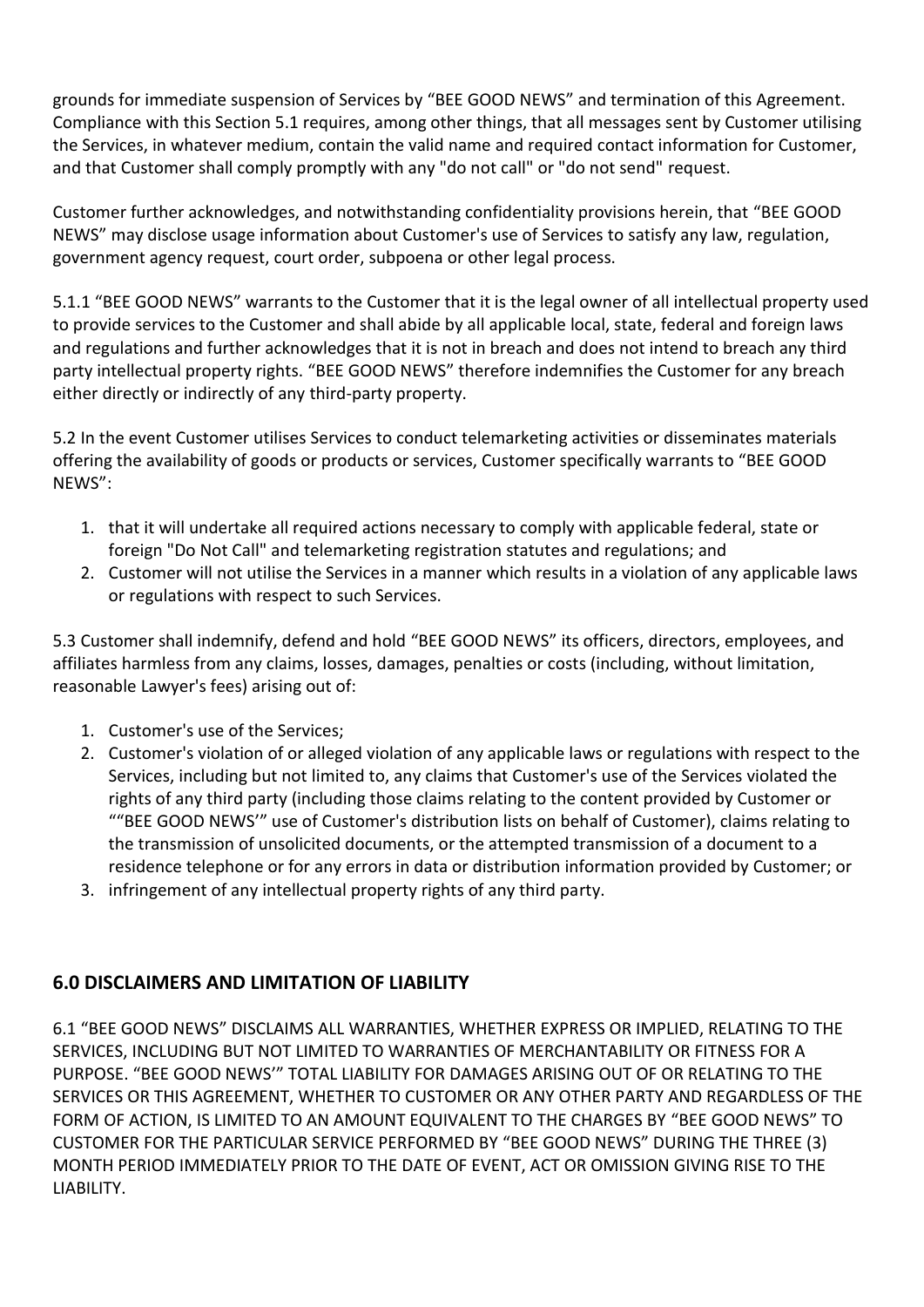grounds for immediate suspension of Services by "BEE GOOD NEWS" and termination of this Agreement. Compliance with this Section 5.1 requires, among other things, that all messages sent by Customer utilising the Services, in whatever medium, contain the valid name and required contact information for Customer, and that Customer shall comply promptly with any "do not call" or "do not send" request.

Customer further acknowledges, and notwithstanding confidentiality provisions herein, that "BEE GOOD NEWS" may disclose usage information about Customer's use of Services to satisfy any law, regulation, government agency request, court order, subpoena or other legal process.

5.1.1 "BEE GOOD NEWS" warrants to the Customer that it is the legal owner of all intellectual property used to provide services to the Customer and shall abide by all applicable local, state, federal and foreign laws and regulations and further acknowledges that it is not in breach and does not intend to breach any third party intellectual property rights. "BEE GOOD NEWS" therefore indemnifies the Customer for any breach either directly or indirectly of any third-party property.

5.2 In the event Customer utilises Services to conduct telemarketing activities or disseminates materials offering the availability of goods or products or services, Customer specifically warrants to "BEE GOOD NEWS":

1. that it will undertake all required actions necessary to comply with applicable federal, state or foreign "Do Not Call" and telemarketing registration statutes and regulations; and
2. Customer will not utilise the Services in a manner which results in a violation of any applicable laws or regulations with respect to such Services.

5.3 Customer shall indemnify, defend and hold "BEE GOOD NEWS" its officers, directors, employees, and affiliates harmless from any claims, losses, damages, penalties or costs (including, without limitation, reasonable Lawyer's fees) arising out of:

1. Customer's use of the Services;
2. Customer's violation of or alleged violation of any applicable laws or regulations with respect to the Services, including but not limited to, any claims that Customer's use of the Services violated the rights of any third party (including those claims relating to the content provided by Customer or ""BEE GOOD NEWS'" use of Customer's distribution lists on behalf of Customer), claims relating to the transmission of unsolicited documents, or the attempted transmission of a document to a residence telephone or for any errors in data or distribution information provided by Customer; or
3. infringement of any intellectual property rights of any third party.

## 6.0 DISCLAIMERS AND LIMITATION OF LIABILITY

6.1 "BEE GOOD NEWS" DISCLAIMS ALL WARRANTIES, WHETHER EXPRESS OR IMPLIED, RELATING TO THE SERVICES, INCLUDING BUT NOT LIMITED TO WARRANTIES OF MERCHANTABILITY OR FITNESS FOR A PURPOSE. "BEE GOOD NEWS'" TOTAL LIABILITY FOR DAMAGES ARISING OUT OF OR RELATING TO THE SERVICES OR THIS AGREEMENT, WHETHER TO CUSTOMER OR ANY OTHER PARTY AND REGARDLESS OF THE FORM OF ACTION, IS LIMITED TO AN AMOUNT EQUIVALENT TO THE CHARGES BY "BEE GOOD NEWS" TO CUSTOMER FOR THE PARTICULAR SERVICE PERFORMED BY "BEE GOOD NEWS" DURING THE THREE (3) MONTH PERIOD IMMEDIATELY PRIOR TO THE DATE OF EVENT, ACT OR OMISSION GIVING RISE TO THE LIABILITY.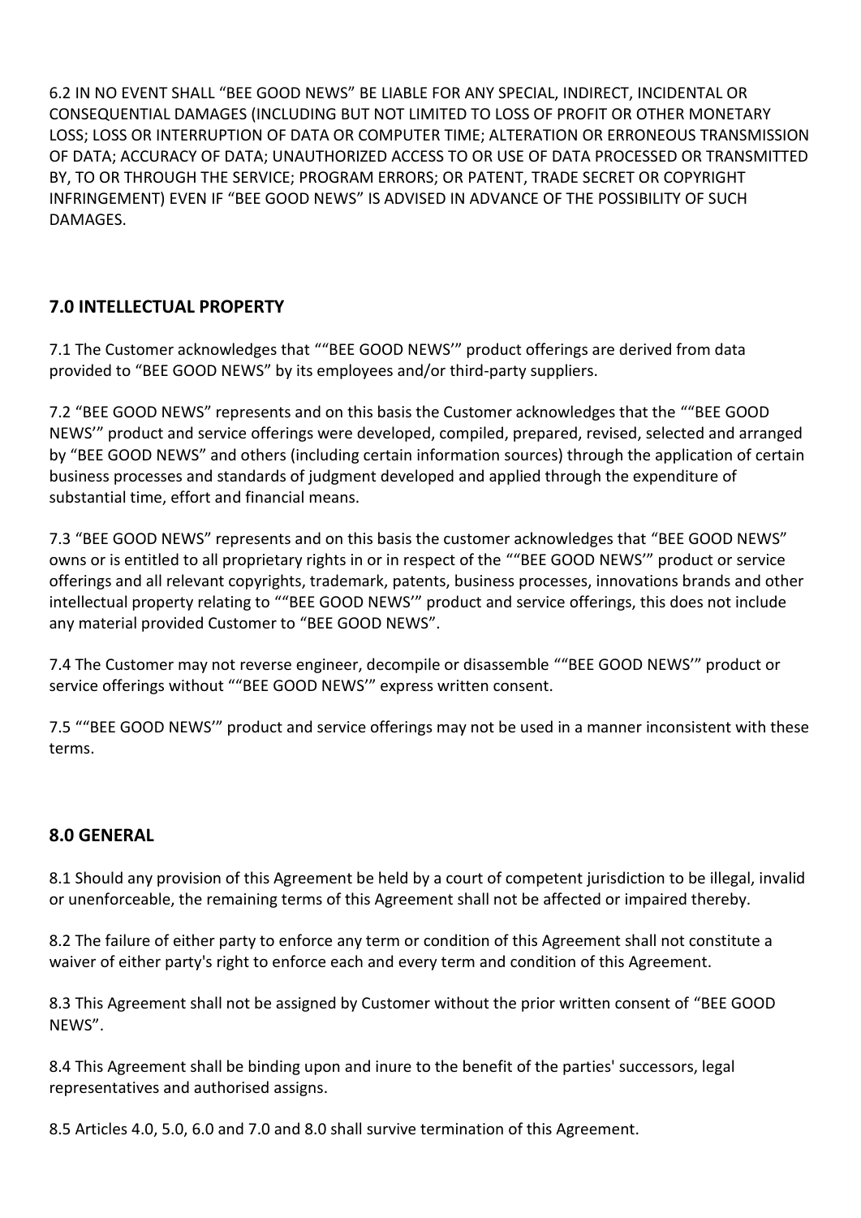6.2 IN NO EVENT SHALL "BEE GOOD NEWS" BE LIABLE FOR ANY SPECIAL, INDIRECT, INCIDENTAL OR CONSEQUENTIAL DAMAGES (INCLUDING BUT NOT LIMITED TO LOSS OF PROFIT OR OTHER MONETARY LOSS; LOSS OR INTERRUPTION OF DATA OR COMPUTER TIME; ALTERATION OR ERRONEOUS TRANSMISSION OF DATA; ACCURACY OF DATA; UNAUTHORIZED ACCESS TO OR USE OF DATA PROCESSED OR TRANSMITTED BY, TO OR THROUGH THE SERVICE; PROGRAM ERRORS; OR PATENT, TRADE SECRET OR COPYRIGHT INFRINGEMENT) EVEN IF "BEE GOOD NEWS" IS ADVISED IN ADVANCE OF THE POSSIBILITY OF SUCH DAMAGES.

## 7.0 INTELLECTUAL PROPERTY

7.1 The Customer acknowledges that ""BEE GOOD NEWS'" product offerings are derived from data provided to "BEE GOOD NEWS" by its employees and/or third-party suppliers.

7.2 "BEE GOOD NEWS" represents and on this basis the Customer acknowledges that the ""BEE GOOD NEWS'" product and service offerings were developed, compiled, prepared, revised, selected and arranged by "BEE GOOD NEWS" and others (including certain information sources) through the application of certain business processes and standards of judgment developed and applied through the expenditure of substantial time, effort and financial means.

7.3 "BEE GOOD NEWS" represents and on this basis the customer acknowledges that "BEE GOOD NEWS" owns or is entitled to all proprietary rights in or in respect of the ""BEE GOOD NEWS'" product or service offerings and all relevant copyrights, trademark, patents, business processes, innovations brands and other intellectual property relating to ""BEE GOOD NEWS'" product and service offerings, this does not include any material provided Customer to "BEE GOOD NEWS".

7.4 The Customer may not reverse engineer, decompile or disassemble ""BEE GOOD NEWS'" product or service offerings without ""BEE GOOD NEWS'" express written consent.

7.5 ""BEE GOOD NEWS'" product and service offerings may not be used in a manner inconsistent with these terms.

## 8.0 GENERAL

8.1 Should any provision of this Agreement be held by a court of competent jurisdiction to be illegal, invalid or unenforceable, the remaining terms of this Agreement shall not be affected or impaired thereby.

8.2 The failure of either party to enforce any term or condition of this Agreement shall not constitute a waiver of either party's right to enforce each and every term and condition of this Agreement.

8.3 This Agreement shall not be assigned by Customer without the prior written consent of "BEE GOOD NEWS".

8.4 This Agreement shall be binding upon and inure to the benefit of the parties' successors, legal representatives and authorised assigns.

8.5 Articles 4.0, 5.0, 6.0 and 7.0 and 8.0 shall survive termination of this Agreement.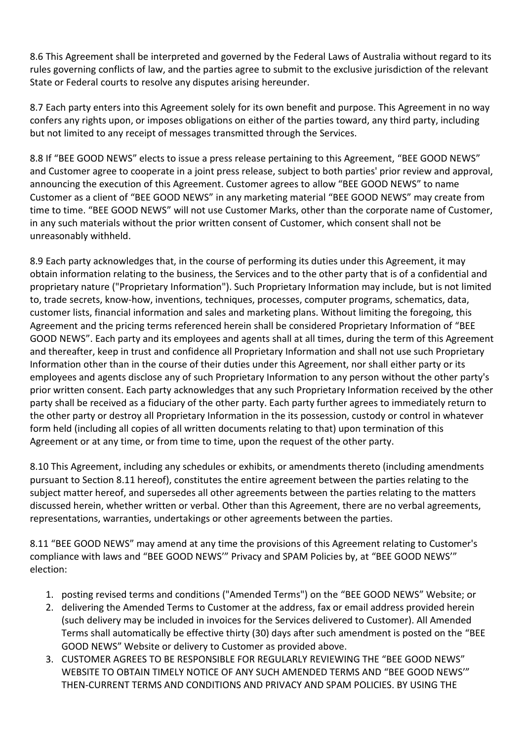8.6 This Agreement shall be interpreted and governed by the Federal Laws of Australia without regard to its rules governing conflicts of law, and the parties agree to submit to the exclusive jurisdiction of the relevant State or Federal courts to resolve any disputes arising hereunder.

8.7 Each party enters into this Agreement solely for its own benefit and purpose. This Agreement in no way confers any rights upon, or imposes obligations on either of the parties toward, any third party, including but not limited to any receipt of messages transmitted through the Services.

8.8 If “BEE GOOD NEWS” elects to issue a press release pertaining to this Agreement, “BEE GOOD NEWS” and Customer agree to cooperate in a joint press release, subject to both parties' prior review and approval, announcing the execution of this Agreement. Customer agrees to allow “BEE GOOD NEWS” to name Customer as a client of “BEE GOOD NEWS” in any marketing material “BEE GOOD NEWS” may create from time to time. “BEE GOOD NEWS” will not use Customer Marks, other than the corporate name of Customer, in any such materials without the prior written consent of Customer, which consent shall not be unreasonably withheld.

8.9 Each party acknowledges that, in the course of performing its duties under this Agreement, it may obtain information relating to the business, the Services and to the other party that is of a confidential and proprietary nature ("Proprietary Information"). Such Proprietary Information may include, but is not limited to, trade secrets, know-how, inventions, techniques, processes, computer programs, schematics, data, customer lists, financial information and sales and marketing plans. Without limiting the foregoing, this Agreement and the pricing terms referenced herein shall be considered Proprietary Information of “BEE GOOD NEWS”. Each party and its employees and agents shall at all times, during the term of this Agreement and thereafter, keep in trust and confidence all Proprietary Information and shall not use such Proprietary Information other than in the course of their duties under this Agreement, nor shall either party or its employees and agents disclose any of such Proprietary Information to any person without the other party's prior written consent. Each party acknowledges that any such Proprietary Information received by the other party shall be received as a fiduciary of the other party. Each party further agrees to immediately return to the other party or destroy all Proprietary Information in the its possession, custody or control in whatever form held (including all copies of all written documents relating to that) upon termination of this Agreement or at any time, or from time to time, upon the request of the other party.

8.10 This Agreement, including any schedules or exhibits, or amendments thereto (including amendments pursuant to Section 8.11 hereof), constitutes the entire agreement between the parties relating to the subject matter hereof, and supersedes all other agreements between the parties relating to the matters discussed herein, whether written or verbal. Other than this Agreement, there are no verbal agreements, representations, warranties, undertakings or other agreements between the parties.

8.11 “BEE GOOD NEWS” may amend at any time the provisions of this Agreement relating to Customer's compliance with laws and “BEE GOOD NEWS’” Privacy and SPAM Policies by, at “BEE GOOD NEWS’” election:

1. posting revised terms and conditions ("Amended Terms") on the “BEE GOOD NEWS” Website; or
2. delivering the Amended Terms to Customer at the address, fax or email address provided herein (such delivery may be included in invoices for the Services delivered to Customer). All Amended Terms shall automatically be effective thirty (30) days after such amendment is posted on the “BEE GOOD NEWS” Website or delivery to Customer as provided above.
3. CUSTOMER AGREES TO BE RESPONSIBLE FOR REGULARLY REVIEWING THE “BEE GOOD NEWS” WEBSITE TO OBTAIN TIMELY NOTICE OF ANY SUCH AMENDED TERMS AND “BEE GOOD NEWS’” THEN-CURRENT TERMS AND CONDITIONS AND PRIVACY AND SPAM POLICIES. BY USING THE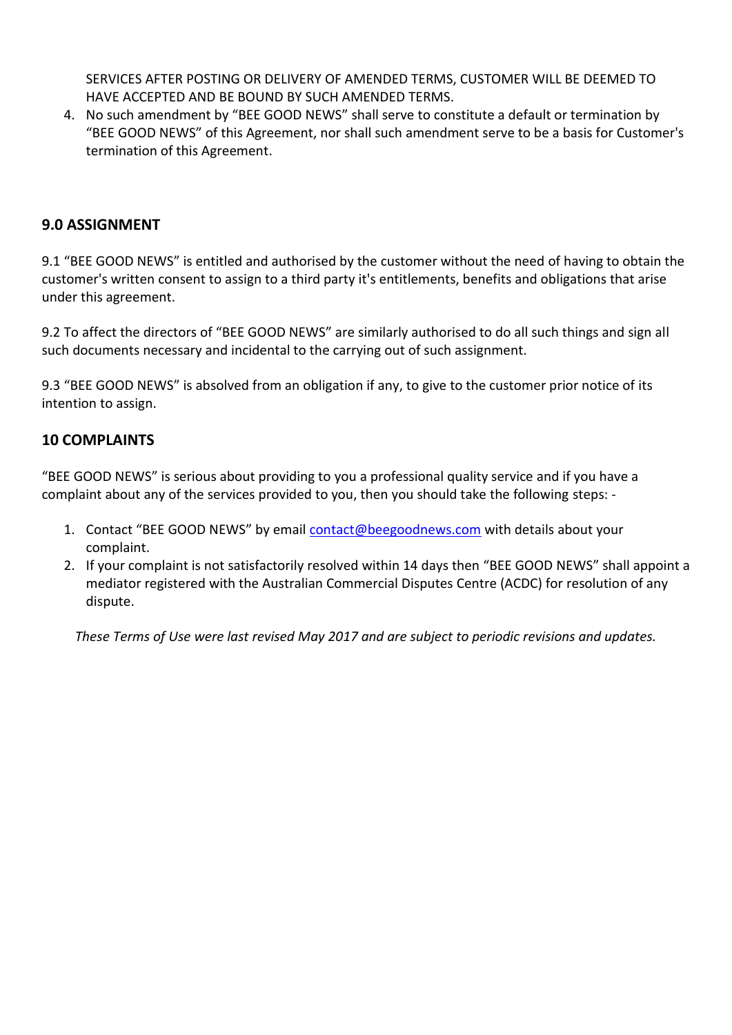SERVICES AFTER POSTING OR DELIVERY OF AMENDED TERMS, CUSTOMER WILL BE DEEMED TO HAVE ACCEPTED AND BE BOUND BY SUCH AMENDED TERMS.

4. No such amendment by "BEE GOOD NEWS" shall serve to constitute a default or termination by "BEE GOOD NEWS" of this Agreement, nor shall such amendment serve to be a basis for Customer's termination of this Agreement.

## 9.0 ASSIGNMENT

9.1 "BEE GOOD NEWS" is entitled and authorised by the customer without the need of having to obtain the customer's written consent to assign to a third party it's entitlements, benefits and obligations that arise under this agreement.

9.2 To affect the directors of "BEE GOOD NEWS" are similarly authorised to do all such things and sign all such documents necessary and incidental to the carrying out of such assignment.

9.3 "BEE GOOD NEWS" is absolved from an obligation if any, to give to the customer prior notice of its intention to assign.

## 10 COMPLAINTS

"BEE GOOD NEWS" is serious about providing to you a professional quality service and if you have a complaint about any of the services provided to you, then you should take the following steps: -

1. Contact "BEE GOOD NEWS" by email contact@beegoodnews.com with details about your complaint.
2. If your complaint is not satisfactorily resolved within 14 days then "BEE GOOD NEWS" shall appoint a mediator registered with the Australian Commercial Disputes Centre (ACDC) for resolution of any dispute.

*These Terms of Use were last revised May 2017 and are subject to periodic revisions and updates.*